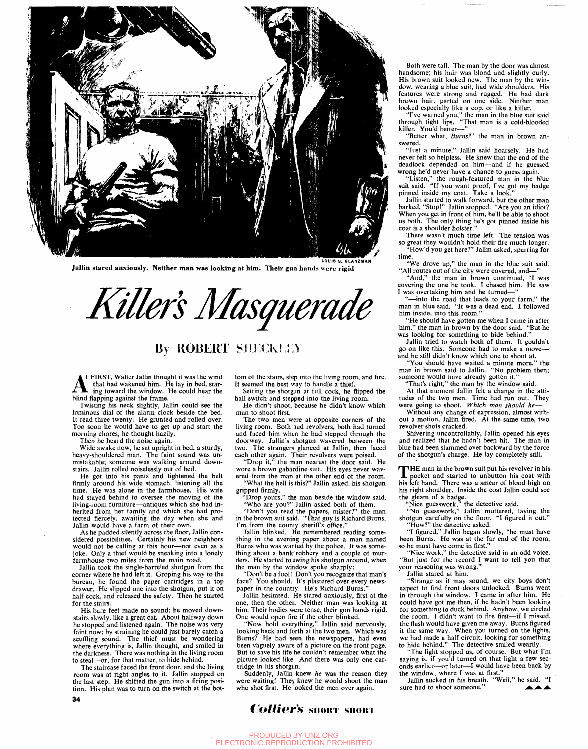LOUIS S. GLANZMAN

Jallin stared anxiously. Neither man was looking at him. Their gun hands were rigid

# Killer's Masquerade

## By ROBERT SHECKLEY

AT FIRST, Walter Jallin thought it was the wind that had wakened him. He lay in bed, staring toward the window. He could hear the blind flapping against the frame.

Twisting his neck slightly, Jallin could see the luminous dial of the alarm clock beside the bed. It read three twenty. He grunted and rolled over. Too soon he would have to get up and start the morning chores, he thought hazily.

Then he heard the noise again.

Wide awake now, he sat upright in bed, a sturdy, heavy-shouldered man. The faint sound was unmistakable; someone was walking around downstairs. Jallin rolled noiselessly out of bed.

He got into his pants and tightened the belt firmly around his wide stomach, listening all the time. He was alone in the farmhouse. His wife had stayed behind to oversee the moving of the living-room furniture—antiques which she had inherited from her family and which she had protected fiercely, awaiting the day when she and Jallin would have a farm of their own.

As he padded silently across the floor, Jallin considered possibilities. Certainly his new neighbors would not be calling at this hour—not even as a joke. Only a thief would be sneaking into a lonely farmhouse two miles from the main road.

Jallin took the single-barreled shotgun from the corner where he had left it. Groping his way to the bureau, he found the paper cartridges in a top drawer. He slipped one into the shotgun, put it on half cock, and released the safety. Then he started for the stairs.

His bare feet made no sound; he moved downstairs slowly, like a great cat. About halfway down he stopped and listened again. The noise was very faint now; by straining he could just barely catch a scuffling sound. The thief must be wondering where everything is, Jallin thought, and smiled in the darkness. There was nothing in the living room to steal—or, for that matter, to hide behind.

The staircase faced the front door, and the living room was at right angles to it. Jallin stopped on the last step. He shifted the gun into a firing position. His plan was to turn on the switch at the bottom of the stairs, step into the living room, and fire. It seemed the best way to handle a thief.

Setting the shotgun at full cock, he flipped the hall switch and stepped into the living room.

He didn't shoot, because he didn't know which man to shoot first.

The two men were at opposite corners of the living room. Both had revolvers, both had turned and faced him when he had stepped through the doorway. Jallin's shotgun wavered between the two. The strangers glanced at Jallin, then faced each other again. Their revolvers were poised.

"Drop it," the man nearest the door said. He wore a brown gabardine suit. His eyes never wavered from the man at the other end of the room.

"What the hell is this?" Jallin asked, his shotgun gripped firmly.

"Drop yours," the man beside the window said.

"Who are you?" Jallin asked both of them.

"Don't you read the papers, mister?" the man in the brown suit said. "That guy is Richard Burns. I'm from the county sheriff's office."

Jallin blinked. He remembered reading something in the evening paper about a man named Burns who was wanted by the police. It was something about a bank robbery and a couple of murders. He started to swing his shotgun around, when the man by the window spoke sharply:

"Don't be a fool! Don't you recognize that man's face? You should. It's plastered over every newspaper in the country. He's Richard Burns."

Jallin hesitated. He stared anxiously, first at the one, then the other. Neither man was looking at him. Their bodies were tense, their gun hands rigid. One would open fire if the other blinked.

"Now hold everything," Jallin said nervously, looking back and forth at the two men. Which was Burns? He had seen the newspapers, had even been vaguely aware of a picture on the front page. But to save his life he couldn't remember what the picture looked like. And there was only one cartridge in his shotgun.

Suddenly, Jallin knew *he* was the reason they were waiting! They knew he would shoot the man who shot first. He looked the men over again.

Both were tall. The man by the door was almost handsome; his hair was blond and slightly curly. His brown suit looked new. The man by the window, wearing a blue suit, had wide shoulders. His features were strong and rugged. He had dark brown hair, parted on one side. Neither man looked especially like a cop, or like a killer.

"I've warned you," the man in the blue suit said through tight lips. "That man is a cold-blooded killer. You'd better—"

"Better what, *Burns?*" the man in brown answered.

"Just a minute," Jallin said hoarsely. He had never felt so helpless. He knew that the end of the deadlock depended on him—and if he guessed wrong he'd never have a chance to guess again.

"Listen," the rough-featured man in the blue suit said. "If you want proof, I've got my badge pinned inside my coat. Take a look."

Jallin started to walk forward, but the other man barked, "Stop!" Jallin stopped. "Are you an idiot? When you get in front of him, he'll be able to shoot us both. The only thing he's got pinned inside his coat is a shoulder holster."

There wasn't much time left. The tension was so great they wouldn't hold their fire much longer.

"How'd you get here?" Jallin asked, sparring for time.

"We drove up," the man in the blue suit said. "All routes out of the city were covered, and—"

"And," the man in brown continued, "I was covering the one he took. I chased him. He saw I was overtaking him and he turned—"

"—into the road that leads to your farm," the man in blue said. "It was a dead end. I followed him inside, into this room."

"He should have gotten me when I came in after him," the man in brown by the door said. "But he was looking for something to hide behind."

Jallin tried to watch both of them. It couldn't go on like this. Someone had to make a move—and he still didn't know which one to shoot at.

"You should have waited a minute more," the man in brown said to Jallin. "No problem then; someone would have already gotten it."

"That's right," the man by the window said.

At that moment Jallin felt a change in the attitudes of the two men. Time had run out. They were going to shoot. *Which man should he—*

Without any change of expression, almost without a motion, Jallin fired. At the same time, two revolver shots cracked.

Shivering uncontrollably, Jallin opened his eyes and realized that he hadn't been hit. The man in blue had been slammed over backward by the force of the shotgun's charge. He lay completely still.

THE man in the brown suit put his revolver in his pocket and started to unbutton his coat with his left hand. There was a smear of blood high on his right shoulder. Inside the coat Jallin could see the gleam of a badge.

"Nice guesswork," the detective said.

"No guesswork," Jallin muttered, laying the shotgun carefully on the floor. "I figured it out."

"How?" the detective asked.

"I figured," Jallin began slowly, "he must have been Burns. He was at the far end of the room, so he must have come in first."

"Nice work," the detective said in an odd voice. "But just for the record I want to tell you that your reasoning was wrong."

Jallin stared at him.

"Strange as it may sound, we city boys don't expect to find front doors unlocked. Burns went in through the window. I came in after him. He could have got me then, if he hadn't been looking for something to duck behind. Anyhow, we circled the room. I didn't want to fire first—if I missed, the flash would have given me away. Burns figured it the same way. When you turned on the lights, we had made a half circuit, looking for something to hide behind." The detective smiled wearily.

"The light stopped us, of course. But what I'm saying is, if you'd turned on that light a few seconds earlier—or later—I would have been back by the window, where I was at first."

Jallin sucked in his breath. "Well," he said. "I sure had to shoot someone." ▲▲▲

Collier's SHORT SHORT

PRODUCED BY UNZ.ORG
ELECTRONIC REPRODUCTION PROHIBITED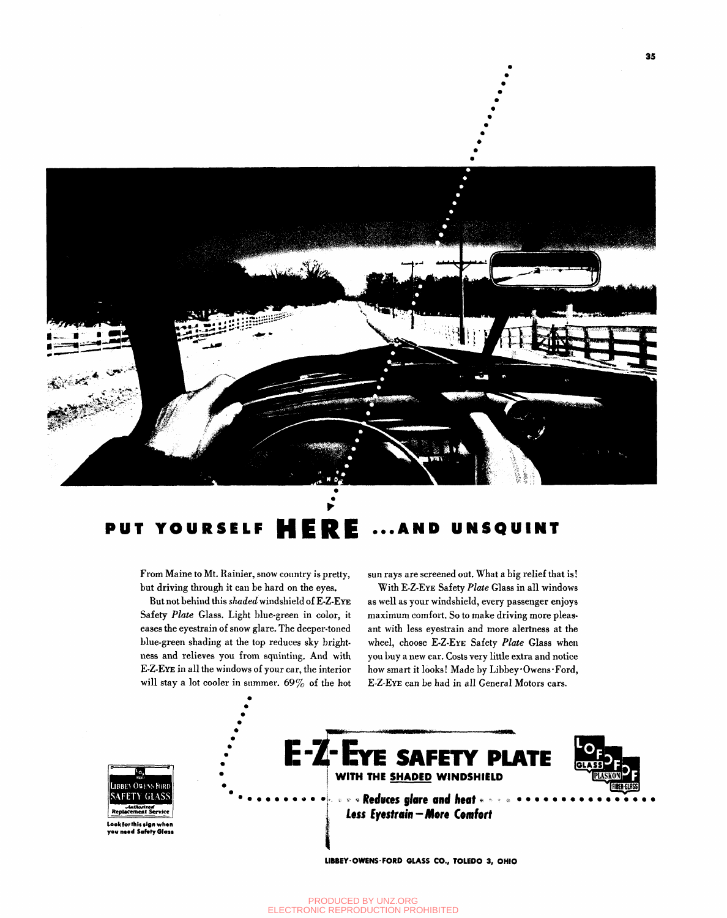# PUT YOURSELF **HERE** ...AND UNSQUINT

From Maine to Mt. Rainier, snow country is pretty, but driving through it can be hard on the eyes.

But not behind this *shaded* windshield of E-Z-EYE Safety *Plate* Glass. Light blue-green in color, it eases the eyestrain of snow glare. The deeper-toned blue-green shading at the top reduces sky brightness and relieves you from squinting. And with E-Z-EYE in all the windows of your car, the interior will stay a lot cooler in summer. 69% of the hot sun rays are screened out. What a big relief that is!

With E-Z-EYE Safety *Plate* Glass in all windows as well as your windshield, every passenger enjoys maximum comfort. So to make driving more pleasant with less eyestrain and more alertness at the wheel, choose E-Z-EYE Safety *Plate* Glass when you buy a new car. Costs very little extra and notice how smart it looks! Made by Libbey·Owens·Ford, E-Z-EYE can be had in all General Motors cars.

LIBBEY OWENS FORD SAFETY GLASS
*Authorized* Replacement Service

**Look for this sign when you need Safety Glass**

## E-Z-EYE SAFETY PLATE

**WITH THE SHADED WINDSHIELD**

***Reduces glare and heat***

***Less Eyestrain — More Comfort***

LOF GLASS · PLASKON · FIBER-GLASS

**LIBBEY·OWENS·FORD GLASS CO., TOLEDO 3, OHIO**